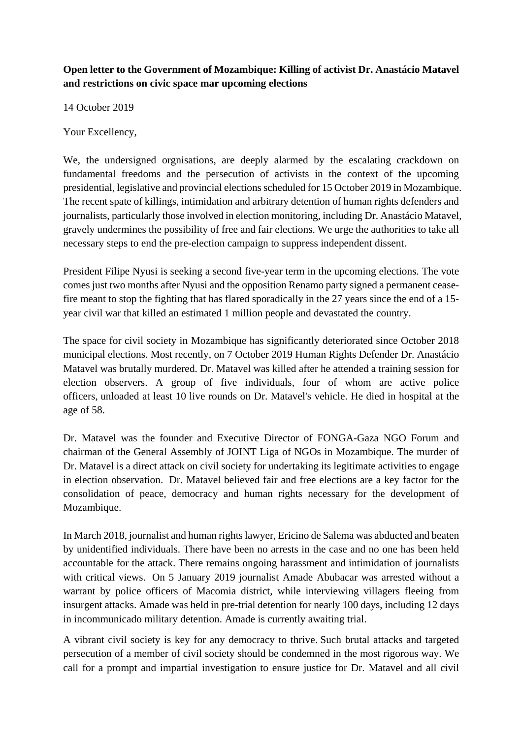**Open letter to the Government of Mozambique: Killing of activist Dr. Anastácio Matavel and restrictions on civic space mar upcoming elections**

14 October 2019

Your Excellency,

We, the undersigned orgnisations, are deeply alarmed by the escalating crackdown on fundamental freedoms and the persecution of activists in the context of the upcoming presidential, legislative and provincial elections scheduled for 15 October 2019 in Mozambique. The recent spate of killings, intimidation and arbitrary detention of human rights defenders and journalists, particularly those involved in election monitoring, including Dr. Anastácio Matavel, gravely undermines the possibility of free and fair elections. We urge the authorities to take all necessary steps to end the pre-election campaign to suppress independent dissent.

President Filipe Nyusi is seeking a second five-year term in the upcoming elections. The vote comes just two months after Nyusi and the opposition Renamo party signed a permanent cease-fire meant to stop the fighting that has flared sporadically in the 27 years since the end of a 15-year civil war that killed an estimated 1 million people and devastated the country.

The space for civil society in Mozambique has significantly deteriorated since October 2018 municipal elections. Most recently, on 7 October 2019 Human Rights Defender Dr. Anastácio Matavel was brutally murdered. Dr. Matavel was killed after he attended a training session for election observers. A group of five individuals, four of whom are active police officers, unloaded at least 10 live rounds on Dr. Matavel's vehicle. He died in hospital at the age of 58.

Dr. Matavel was the founder and Executive Director of FONGA-Gaza NGO Forum and chairman of the General Assembly of JOINT Liga of NGOs in Mozambique. The murder of Dr. Matavel is a direct attack on civil society for undertaking its legitimate activities to engage in election observation. Dr. Matavel believed fair and free elections are a key factor for the consolidation of peace, democracy and human rights necessary for the development of Mozambique.

In March 2018, journalist and human rights lawyer, Ericino de Salema was abducted and beaten by unidentified individuals. There have been no arrests in the case and no one has been held accountable for the attack. There remains ongoing harassment and intimidation of journalists with critical views. On 5 January 2019 journalist Amade Abubacar was arrested without a warrant by police officers of Macomia district, while interviewing villagers fleeing from insurgent attacks. Amade was held in pre-trial detention for nearly 100 days, including 12 days in incommunicado military detention. Amade is currently awaiting trial.

A vibrant civil society is key for any democracy to thrive. Such brutal attacks and targeted persecution of a member of civil society should be condemned in the most rigorous way. We call for a prompt and impartial investigation to ensure justice for Dr. Matavel and all civil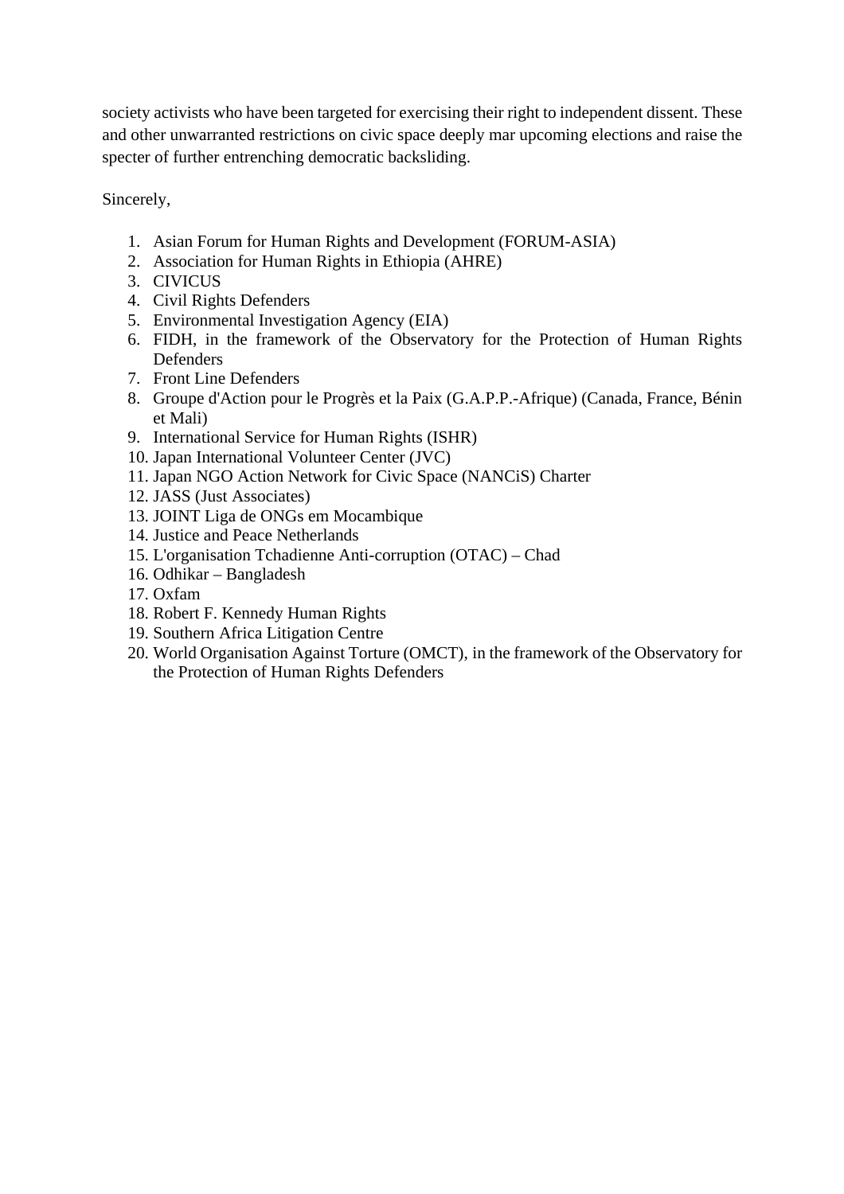society activists who have been targeted for exercising their right to independent dissent. These and other unwarranted restrictions on civic space deeply mar upcoming elections and raise the specter of further entrenching democratic backsliding.

Sincerely,

1. Asian Forum for Human Rights and Development (FORUM-ASIA)
2. Association for Human Rights in Ethiopia (AHRE)
3. CIVICUS
4. Civil Rights Defenders
5. Environmental Investigation Agency (EIA)
6. FIDH, in the framework of the Observatory for the Protection of Human Rights Defenders
7. Front Line Defenders
8. Groupe d'Action pour le Progrès et la Paix (G.A.P.P.-Afrique) (Canada, France, Bénin et Mali)
9. International Service for Human Rights (ISHR)
10. Japan International Volunteer Center (JVC)
11. Japan NGO Action Network for Civic Space (NANCiS) Charter
12. JASS (Just Associates)
13. JOINT Liga de ONGs em Mocambique
14. Justice and Peace Netherlands
15. L'organisation Tchadienne Anti-corruption (OTAC) – Chad
16. Odhikar – Bangladesh
17. Oxfam
18. Robert F. Kennedy Human Rights
19. Southern Africa Litigation Centre
20. World Organisation Against Torture (OMCT), in the framework of the Observatory for the Protection of Human Rights Defenders